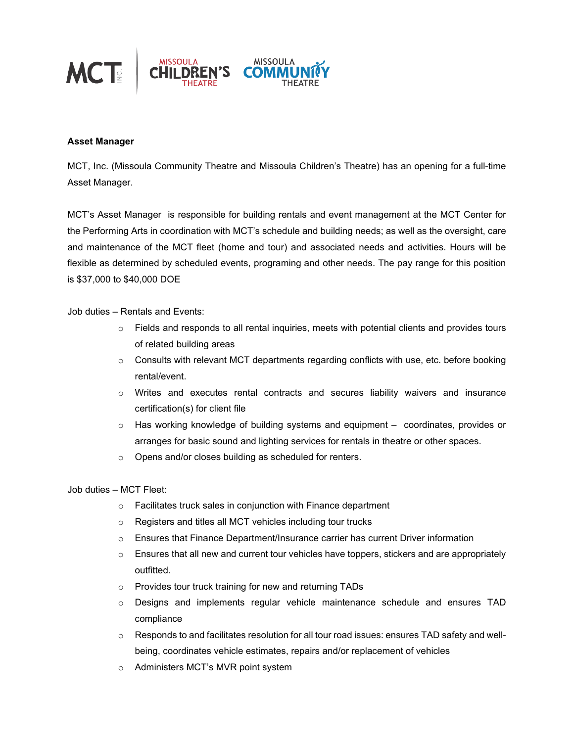**Asset Manager**

MCT, Inc. (Missoula Community Theatre and Missoula Children's Theatre) has an opening for a full-time Asset Manager.

MCT's Asset Manager is responsible for building rentals and event management at the MCT Center for the Performing Arts in coordination with MCT's schedule and building needs; as well as the oversight, care and maintenance of the MCT fleet (home and tour) and associated needs and activities. Hours will be flexible as determined by scheduled events, programing and other needs. The pay range for this position is $37,000 to $40,000 DOE

Job duties – Rentals and Events:

- Fields and responds to all rental inquiries, meets with potential clients and provides tours of related building areas
- Consults with relevant MCT departments regarding conflicts with use, etc. before booking rental/event.
- Writes and executes rental contracts and secures liability waivers and insurance certification(s) for client file
- Has working knowledge of building systems and equipment – coordinates, provides or arranges for basic sound and lighting services for rentals in theatre or other spaces.
- Opens and/or closes building as scheduled for renters.

Job duties – MCT Fleet:

- Facilitates truck sales in conjunction with Finance department
- Registers and titles all MCT vehicles including tour trucks
- Ensures that Finance Department/Insurance carrier has current Driver information
- Ensures that all new and current tour vehicles have toppers, stickers and are appropriately outfitted.
- Provides tour truck training for new and returning TADs
- Designs and implements regular vehicle maintenance schedule and ensures TAD compliance
- Responds to and facilitates resolution for all tour road issues: ensures TAD safety and well-being, coordinates vehicle estimates, repairs and/or replacement of vehicles
- Administers MCT's MVR point system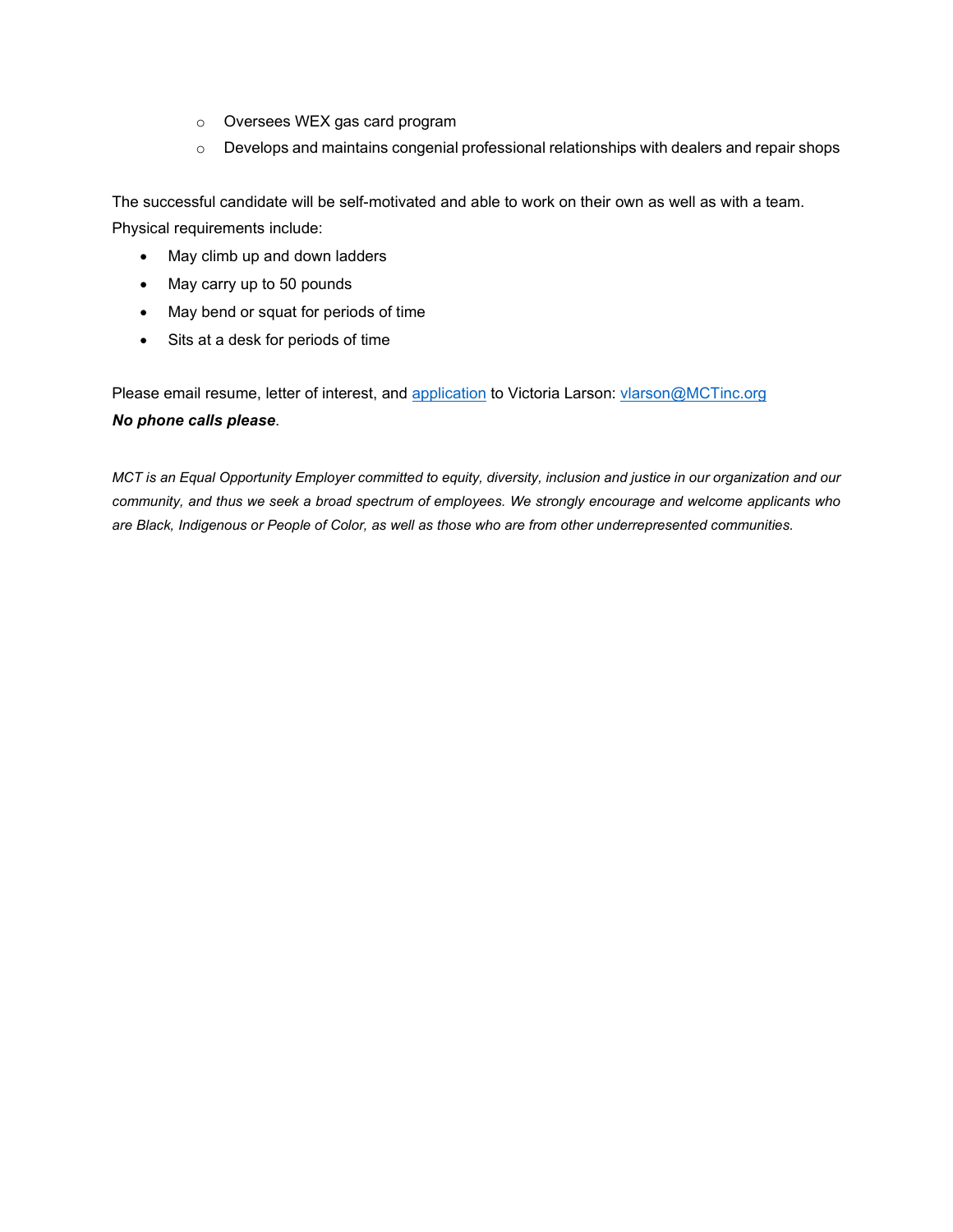- Oversees WEX gas card program
  - Develops and maintains congenial professional relationships with dealers and repair shops

The successful candidate will be self-motivated and able to work on their own as well as with a team. Physical requirements include:

- May climb up and down ladders
- May carry up to 50 pounds
- May bend or squat for periods of time
- Sits at a desk for periods of time

Please email resume, letter of interest, and [application](application) to Victoria Larson: [vlarson@MCTinc.org](mailto:vlarson@MCTinc.org)
***No phone calls please***.

*MCT is an Equal Opportunity Employer committed to equity, diversity, inclusion and justice in our organization and our community, and thus we seek a broad spectrum of employees. We strongly encourage and welcome applicants who are Black, Indigenous or People of Color, as well as those who are from other underrepresented communities.*